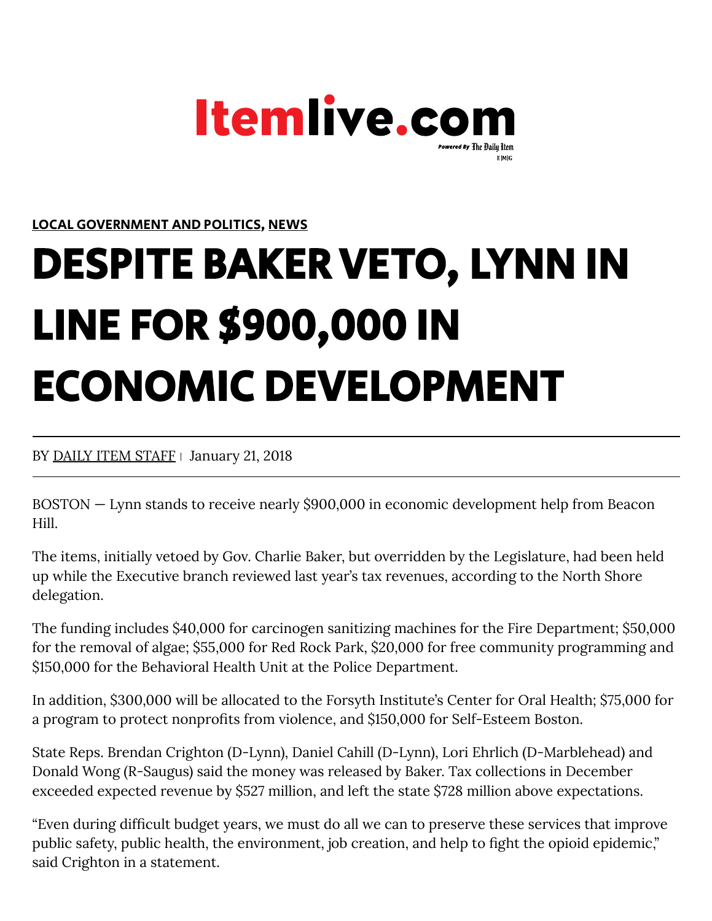Itemlive.com

Powered By The Daily Item

LOCAL GOVERNMENT AND POLITICS, NEWS

# DESPITE BAKER VETO, LYNN IN LINE FOR $900,000 IN ECONOMIC DEVELOPMENT

BY DAILY ITEM STAFF | January 21, 2018

BOSTON — Lynn stands to receive nearly $900,000 in economic development help from Beacon Hill.

The items, initially vetoed by Gov. Charlie Baker, but overridden by the Legislature, had been held up while the Executive branch reviewed last year's tax revenues, according to the North Shore delegation.

The funding includes $40,000 for carcinogen sanitizing machines for the Fire Department; $50,000 for the removal of algae; $55,000 for Red Rock Park, $20,000 for free community programming and $150,000 for the Behavioral Health Unit at the Police Department.

In addition, $300,000 will be allocated to the Forsyth Institute's Center for Oral Health; $75,000 for a program to protect nonprofits from violence, and $150,000 for Self-Esteem Boston.

State Reps. Brendan Crighton (D-Lynn), Daniel Cahill (D-Lynn), Lori Ehrlich (D-Marblehead) and Donald Wong (R-Saugus) said the money was released by Baker. Tax collections in December exceeded expected revenue by $527 million, and left the state $728 million above expectations.

"Even during difficult budget years, we must do all we can to preserve these services that improve public safety, public health, the environment, job creation, and help to fight the opioid epidemic," said Crighton in a statement.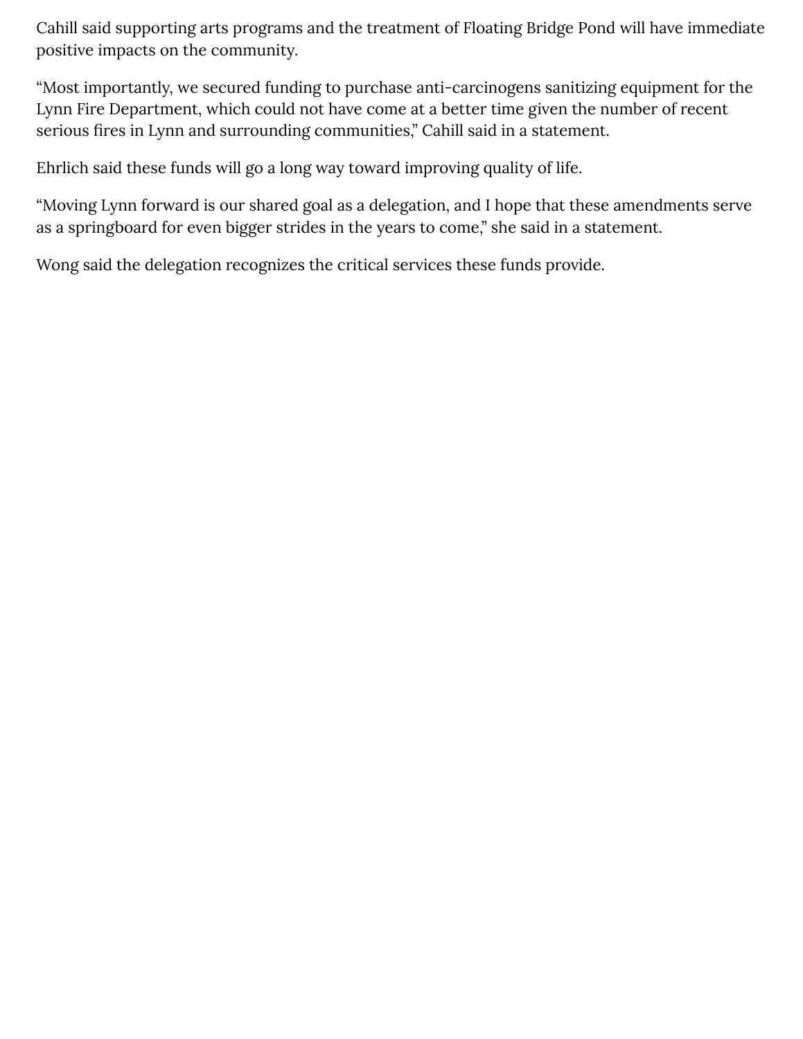Cahill said supporting arts programs and the treatment of Floating Bridge Pond will have immediate positive impacts on the community.

"Most importantly, we secured funding to purchase anti-carcinogens sanitizing equipment for the Lynn Fire Department, which could not have come at a better time given the number of recent serious fires in Lynn and surrounding communities," Cahill said in a statement.

Ehrlich said these funds will go a long way toward improving quality of life.

"Moving Lynn forward is our shared goal as a delegation, and I hope that these amendments serve as a springboard for even bigger strides in the years to come," she said in a statement.

Wong said the delegation recognizes the critical services these funds provide.